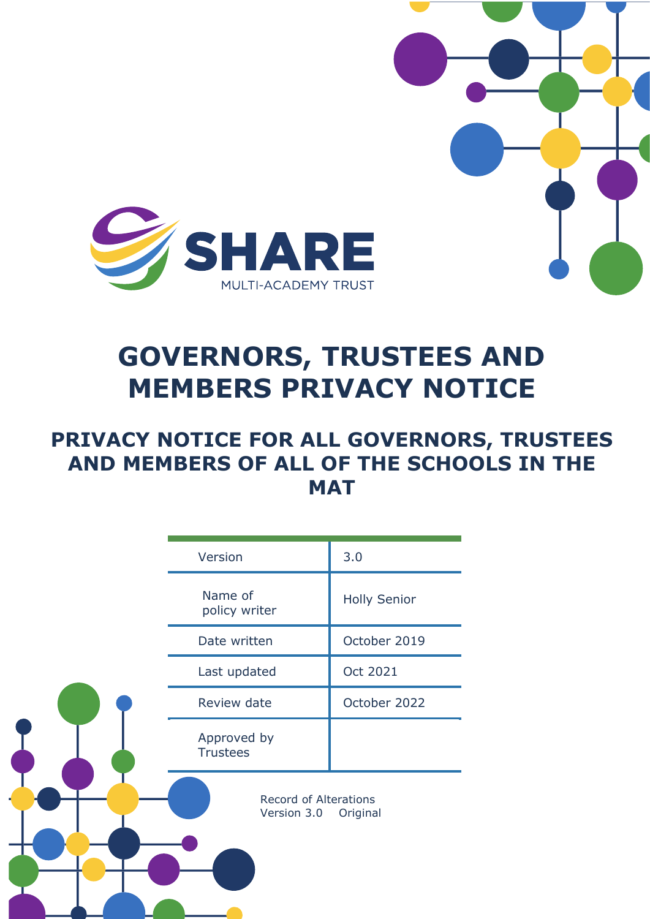SHARE

MULTI-ACADEMY TRUST

# GOVERNORS, TRUSTEES AND MEMBERS PRIVACY NOTICE

## PRIVACY NOTICE FOR ALL GOVERNORS, TRUSTEES AND MEMBERS OF ALL OF THE SCHOOLS IN THE MAT

| | |
|---|---|
| Version | 3.0 |
| Name of policy writer | Holly Senior |
| Date written | October 2019 |
| Last updated | Oct 2021 |
| Review date | October 2022 |
| Approved by Trustees | |

Record of Alterations

Version 3.0     Original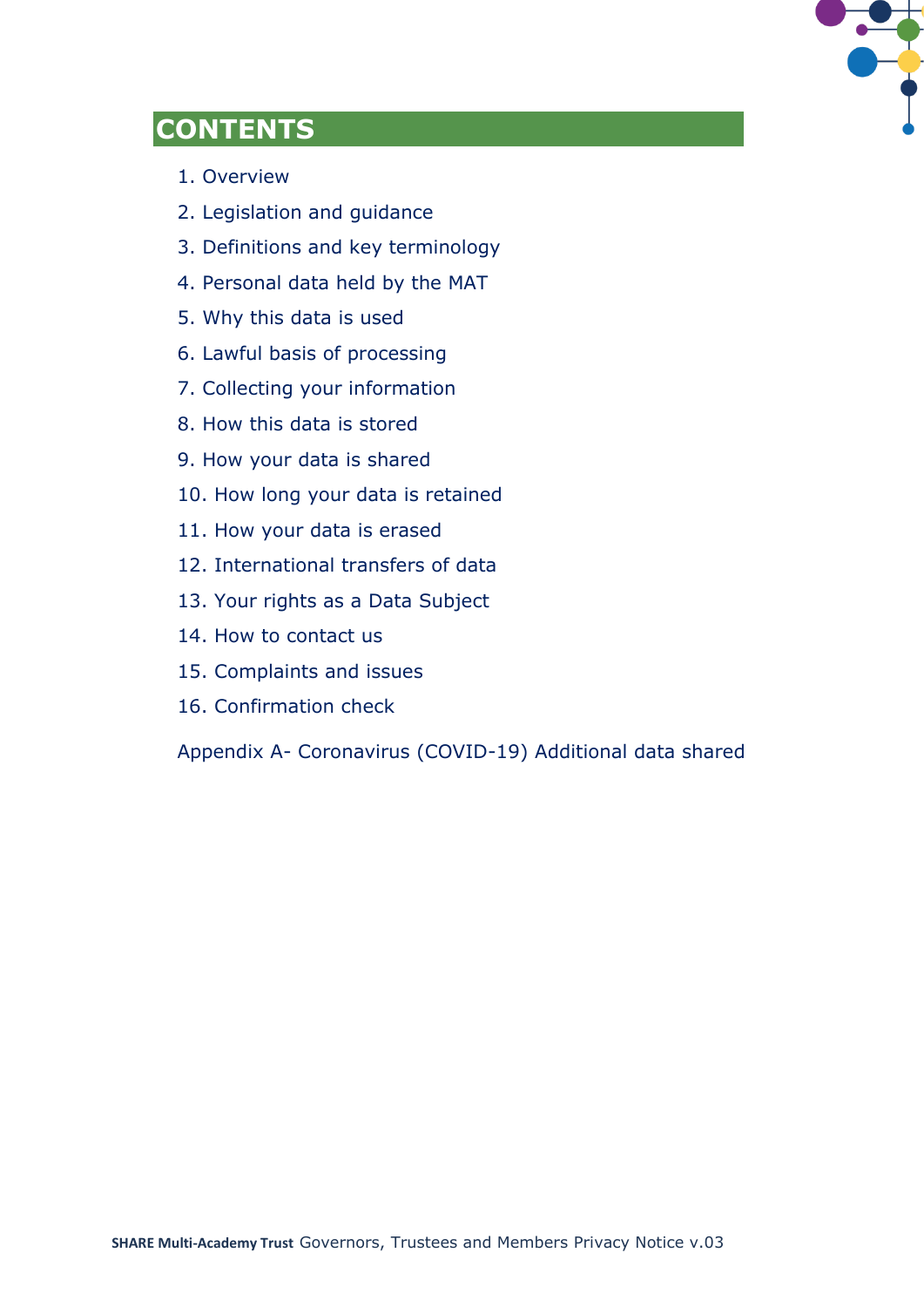# CONTENTS

1. Overview
2. Legislation and guidance
3. Definitions and key terminology
4. Personal data held by the MAT
5. Why this data is used
6. Lawful basis of processing
7. Collecting your information
8. How this data is stored
9. How your data is shared
10. How long your data is retained
11. How your data is erased
12. International transfers of data
13. Your rights as a Data Subject
14. How to contact us
15. Complaints and issues
16. Confirmation check

Appendix A- Coronavirus (COVID-19) Additional data shared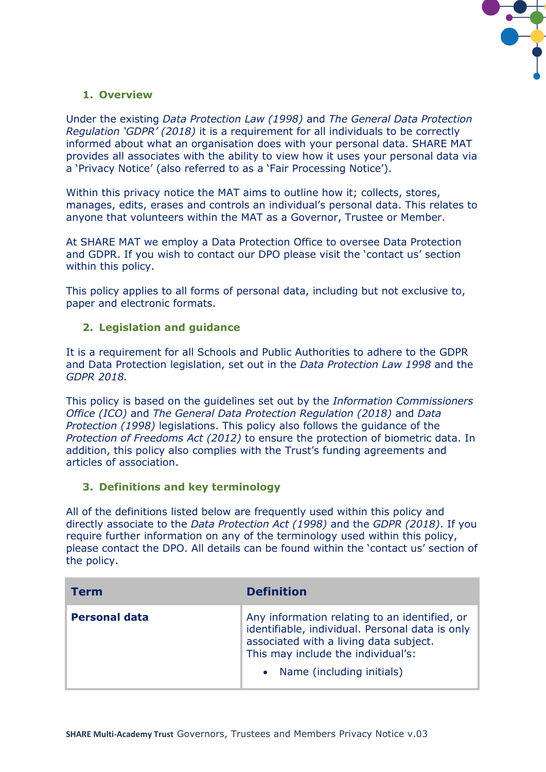## 1. Overview

Under the existing *Data Protection Law (1998)* and *The General Data Protection Regulation 'GDPR' (2018)* it is a requirement for all individuals to be correctly informed about what an organisation does with your personal data. SHARE MAT provides all associates with the ability to view how it uses your personal data via a 'Privacy Notice' (also referred to as a 'Fair Processing Notice').

Within this privacy notice the MAT aims to outline how it; collects, stores, manages, edits, erases and controls an individual's personal data. This relates to anyone that volunteers within the MAT as a Governor, Trustee or Member.

At SHARE MAT we employ a Data Protection Office to oversee Data Protection and GDPR. If you wish to contact our DPO please visit the 'contact us' section within this policy.

This policy applies to all forms of personal data, including but not exclusive to, paper and electronic formats.

## 2. Legislation and guidance

It is a requirement for all Schools and Public Authorities to adhere to the GDPR and Data Protection legislation, set out in the *Data Protection Law 1998* and the *GDPR 2018.*

This policy is based on the guidelines set out by the *Information Commissioners Office (ICO)* and *The General Data Protection Regulation (2018)* and *Data Protection (1998)* legislations. This policy also follows the guidance of the *Protection of Freedoms Act (2012)* to ensure the protection of biometric data. In addition, this policy also complies with the Trust's funding agreements and articles of association.

## 3. Definitions and key terminology

All of the definitions listed below are frequently used within this policy and directly associate to the *Data Protection Act (1998)* and the *GDPR (2018)*. If you require further information on any of the terminology used within this policy, please contact the DPO. All details can be found within the 'contact us' section of the policy.

| Term | Definition |
|---|---|
| **Personal data** | Any information relating to an identified, or identifiable, individual. Personal data is only associated with a living data subject.<br>This may include the individual's:<br>• Name (including initials) |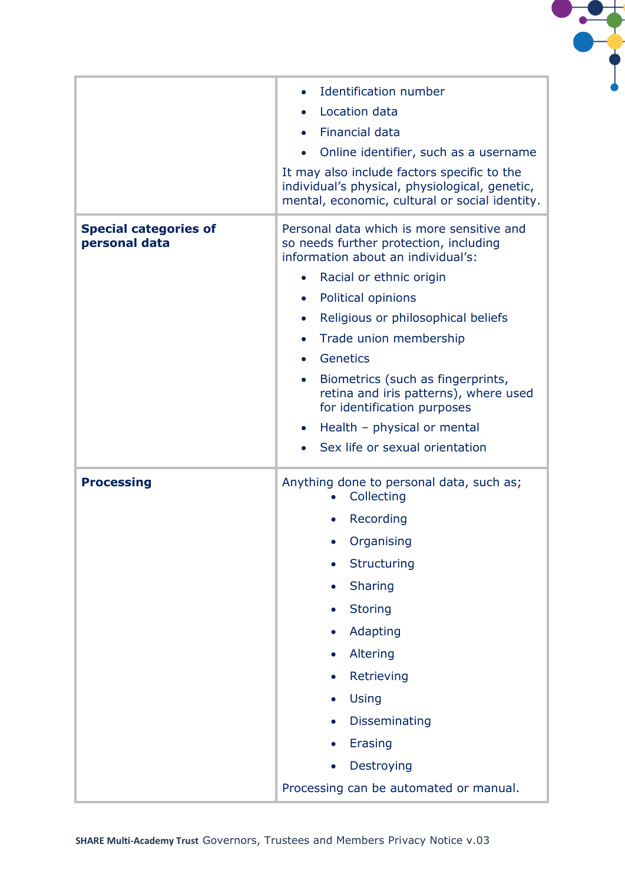| | |
|---|---|
| | • Identification number<br>• Location data<br>• Financial data<br>• Online identifier, such as a username<br><br>It may also include factors specific to the individual's physical, physiological, genetic, mental, economic, cultural or social identity. |
| **Special categories of personal data** | Personal data which is more sensitive and so needs further protection, including information about an individual's:<br><br>• Racial or ethnic origin<br>• Political opinions<br>• Religious or philosophical beliefs<br>• Trade union membership<br>• Genetics<br>• Biometrics (such as fingerprints, retina and iris patterns), where used for identification purposes<br>• Health – physical or mental<br>• Sex life or sexual orientation |
| **Processing** | Anything done to personal data, such as;<br>• Collecting<br>• Recording<br>• Organising<br>• Structuring<br>• Sharing<br>• Storing<br>• Adapting<br>• Altering<br>• Retrieving<br>• Using<br>• Disseminating<br>• Erasing<br>• Destroying<br><br>Processing can be automated or manual. |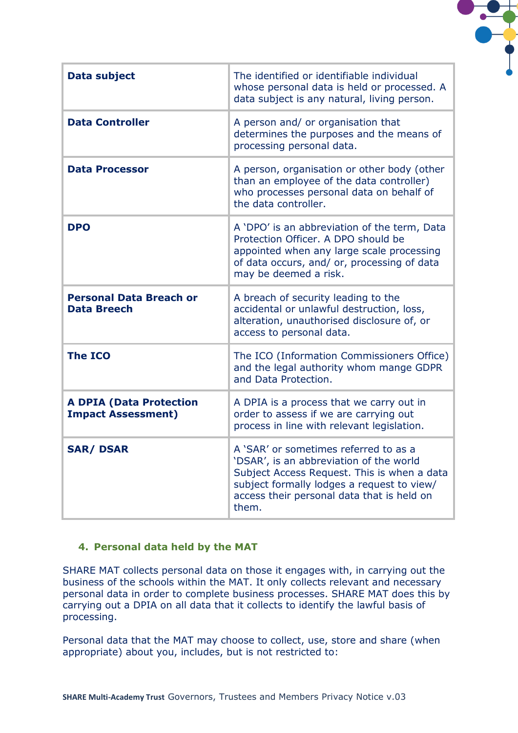| | |
|---|---|
| **Data subject** | The identified or identifiable individual whose personal data is held or processed. A data subject is any natural, living person. |
| **Data Controller** | A person and/ or organisation that determines the purposes and the means of processing personal data. |
| **Data Processor** | A person, organisation or other body (other than an employee of the data controller) who processes personal data on behalf of the data controller. |
| **DPO** | A 'DPO' is an abbreviation of the term, Data Protection Officer. A DPO should be appointed when any large scale processing of data occurs, and/ or, processing of data may be deemed a risk. |
| **Personal Data Breach or Data Breech** | A breach of security leading to the accidental or unlawful destruction, loss, alteration, unauthorised disclosure of, or access to personal data. |
| **The ICO** | The ICO (Information Commissioners Office) and the legal authority whom mange GDPR and Data Protection. |
| **A DPIA (Data Protection Impact Assessment)** | A DPIA is a process that we carry out in order to assess if we are carrying out process in line with relevant legislation. |
| **SAR/ DSAR** | A 'SAR' or sometimes referred to as a 'DSAR', is an abbreviation of the world Subject Access Request. This is when a data subject formally lodges a request to view/ access their personal data that is held on them. |

## 4. Personal data held by the MAT

SHARE MAT collects personal data on those it engages with, in carrying out the business of the schools within the MAT. It only collects relevant and necessary personal data in order to complete business processes. SHARE MAT does this by carrying out a DPIA on all data that it collects to identify the lawful basis of processing.

Personal data that the MAT may choose to collect, use, store and share (when appropriate) about you, includes, but is not restricted to: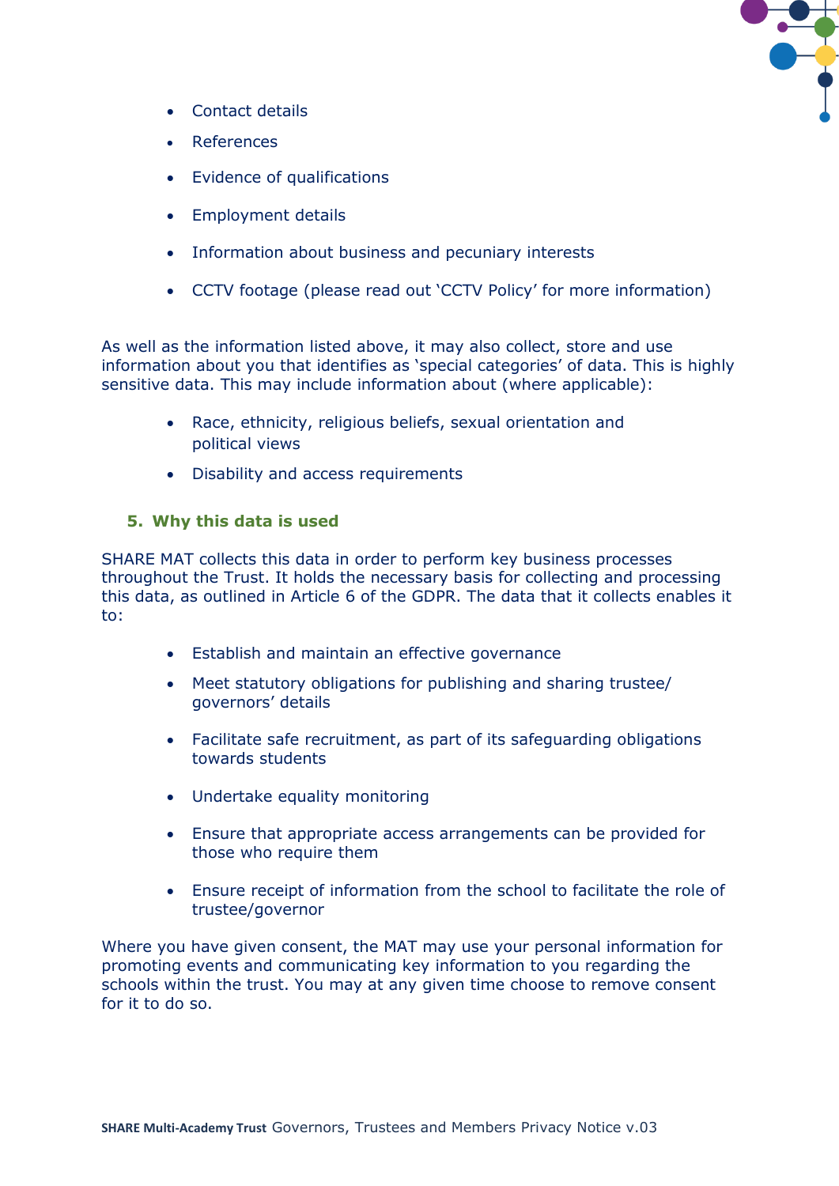- Contact details
- References
- Evidence of qualifications
- Employment details
- Information about business and pecuniary interests
- CCTV footage (please read out 'CCTV Policy' for more information)

As well as the information listed above, it may also collect, store and use information about you that identifies as 'special categories' of data. This is highly sensitive data. This may include information about (where applicable):

- Race, ethnicity, religious beliefs, sexual orientation and political views
- Disability and access requirements

## 5. Why this data is used

SHARE MAT collects this data in order to perform key business processes throughout the Trust. It holds the necessary basis for collecting and processing this data, as outlined in Article 6 of the GDPR. The data that it collects enables it to:

- Establish and maintain an effective governance
- Meet statutory obligations for publishing and sharing trustee/ governors' details
- Facilitate safe recruitment, as part of its safeguarding obligations towards students
- Undertake equality monitoring
- Ensure that appropriate access arrangements can be provided for those who require them
- Ensure receipt of information from the school to facilitate the role of trustee/governor

Where you have given consent, the MAT may use your personal information for promoting events and communicating key information to you regarding the schools within the trust. You may at any given time choose to remove consent for it to do so.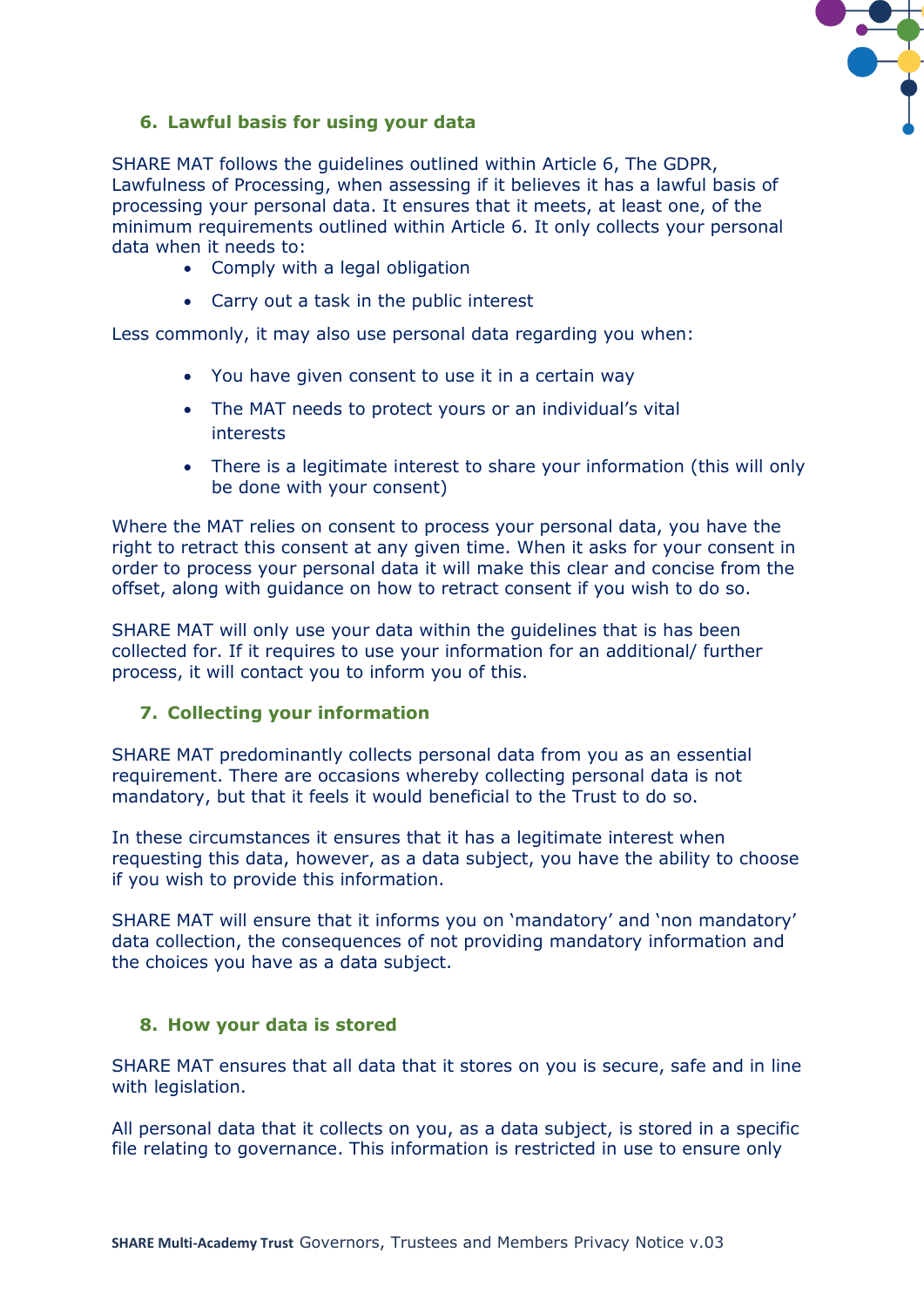## 6. Lawful basis for using your data

SHARE MAT follows the guidelines outlined within Article 6, The GDPR, Lawfulness of Processing, when assessing if it believes it has a lawful basis of processing your personal data. It ensures that it meets, at least one, of the minimum requirements outlined within Article 6. It only collects your personal data when it needs to:

- Comply with a legal obligation
- Carry out a task in the public interest

Less commonly, it may also use personal data regarding you when:

- You have given consent to use it in a certain way
- The MAT needs to protect yours or an individual's vital interests
- There is a legitimate interest to share your information (this will only be done with your consent)

Where the MAT relies on consent to process your personal data, you have the right to retract this consent at any given time. When it asks for your consent in order to process your personal data it will make this clear and concise from the offset, along with guidance on how to retract consent if you wish to do so.

SHARE MAT will only use your data within the guidelines that is has been collected for. If it requires to use your information for an additional/ further process, it will contact you to inform you of this.

## 7. Collecting your information

SHARE MAT predominantly collects personal data from you as an essential requirement. There are occasions whereby collecting personal data is not mandatory, but that it feels it would beneficial to the Trust to do so.

In these circumstances it ensures that it has a legitimate interest when requesting this data, however, as a data subject, you have the ability to choose if you wish to provide this information.

SHARE MAT will ensure that it informs you on 'mandatory' and 'non mandatory' data collection, the consequences of not providing mandatory information and the choices you have as a data subject.

## 8. How your data is stored

SHARE MAT ensures that all data that it stores on you is secure, safe and in line with legislation.

All personal data that it collects on you, as a data subject, is stored in a specific file relating to governance. This information is restricted in use to ensure only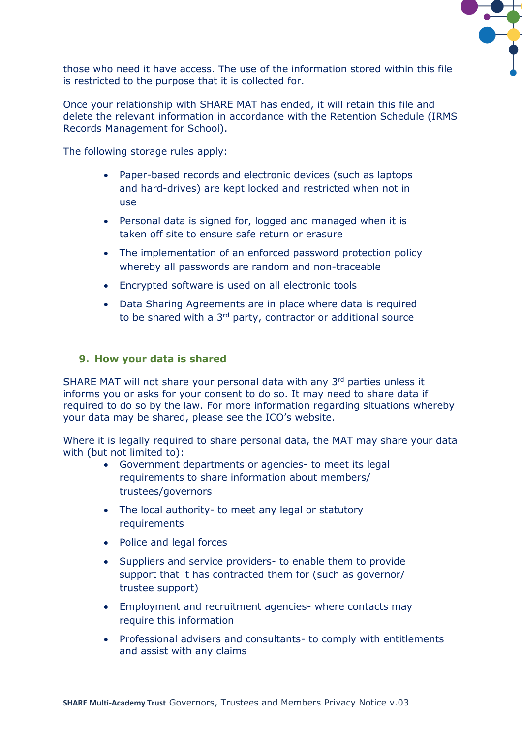those who need it have access. The use of the information stored within this file is restricted to the purpose that it is collected for.

Once your relationship with SHARE MAT has ended, it will retain this file and delete the relevant information in accordance with the Retention Schedule (IRMS Records Management for School).

The following storage rules apply:

- Paper-based records and electronic devices (such as laptops and hard-drives) are kept locked and restricted when not in use
- Personal data is signed for, logged and managed when it is taken off site to ensure safe return or erasure
- The implementation of an enforced password protection policy whereby all passwords are random and non-traceable
- Encrypted software is used on all electronic tools
- Data Sharing Agreements are in place where data is required to be shared with a 3rd party, contractor or additional source

## 9. How your data is shared

SHARE MAT will not share your personal data with any 3rd parties unless it informs you or asks for your consent to do so. It may need to share data if required to do so by the law. For more information regarding situations whereby your data may be shared, please see the ICO's website.

Where it is legally required to share personal data, the MAT may share your data with (but not limited to):

- Government departments or agencies- to meet its legal requirements to share information about members/ trustees/governors
- The local authority- to meet any legal or statutory requirements
- Police and legal forces
- Suppliers and service providers- to enable them to provide support that it has contracted them for (such as governor/ trustee support)
- Employment and recruitment agencies- where contacts may require this information
- Professional advisers and consultants- to comply with entitlements and assist with any claims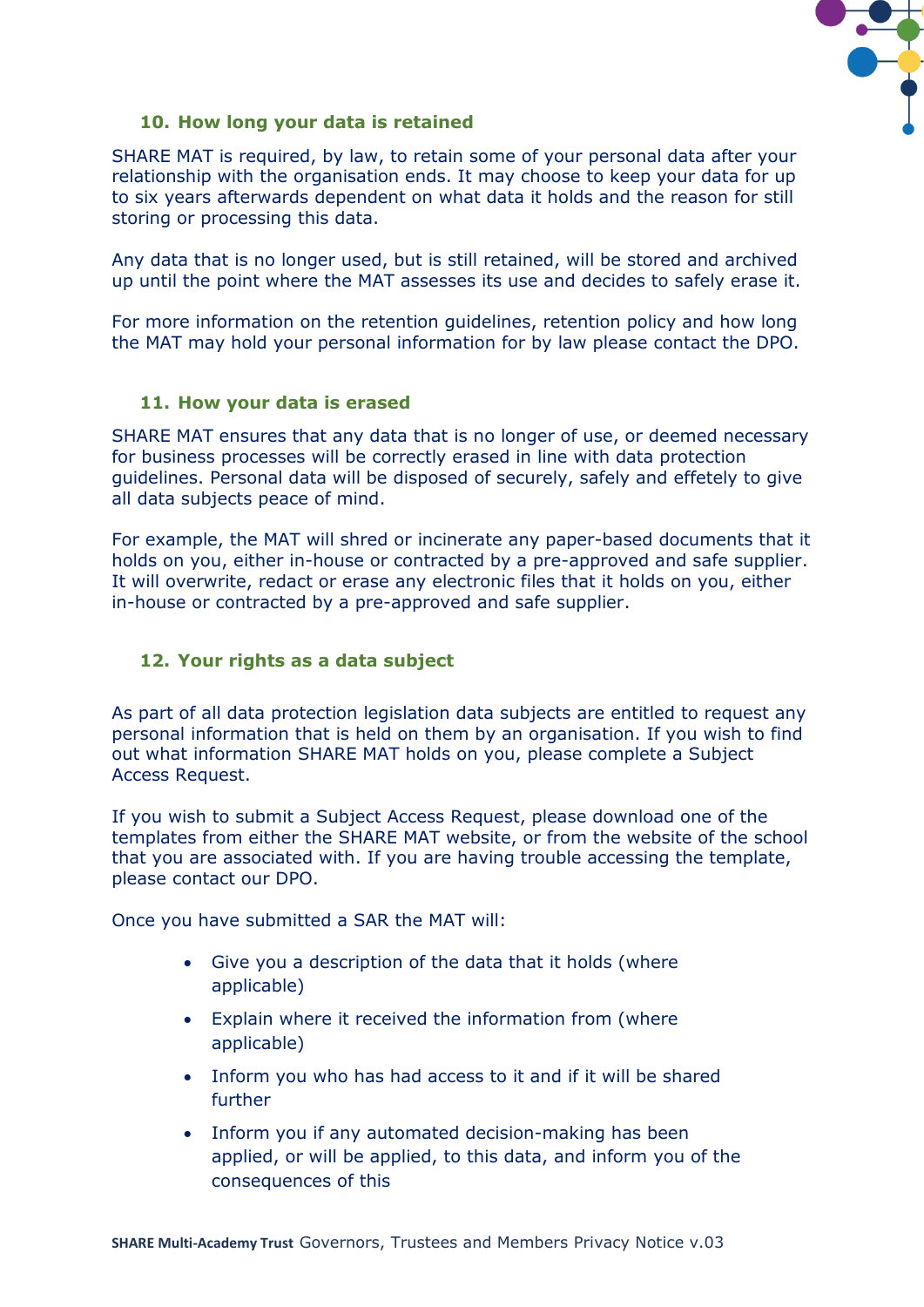## 10. How long your data is retained

SHARE MAT is required, by law, to retain some of your personal data after your relationship with the organisation ends. It may choose to keep your data for up to six years afterwards dependent on what data it holds and the reason for still storing or processing this data.

Any data that is no longer used, but is still retained, will be stored and archived up until the point where the MAT assesses its use and decides to safely erase it.

For more information on the retention guidelines, retention policy and how long the MAT may hold your personal information for by law please contact the DPO.

## 11. How your data is erased

SHARE MAT ensures that any data that is no longer of use, or deemed necessary for business processes will be correctly erased in line with data protection guidelines. Personal data will be disposed of securely, safely and effetely to give all data subjects peace of mind.

For example, the MAT will shred or incinerate any paper-based documents that it holds on you, either in-house or contracted by a pre-approved and safe supplier. It will overwrite, redact or erase any electronic files that it holds on you, either in-house or contracted by a pre-approved and safe supplier.

## 12. Your rights as a data subject

As part of all data protection legislation data subjects are entitled to request any personal information that is held on them by an organisation. If you wish to find out what information SHARE MAT holds on you, please complete a Subject Access Request.

If you wish to submit a Subject Access Request, please download one of the templates from either the SHARE MAT website, or from the website of the school that you are associated with. If you are having trouble accessing the template, please contact our DPO.

Once you have submitted a SAR the MAT will:

- Give you a description of the data that it holds (where applicable)
- Explain where it received the information from (where applicable)
- Inform you who has had access to it and if it will be shared further
- Inform you if any automated decision-making has been applied, or will be applied, to this data, and inform you of the consequences of this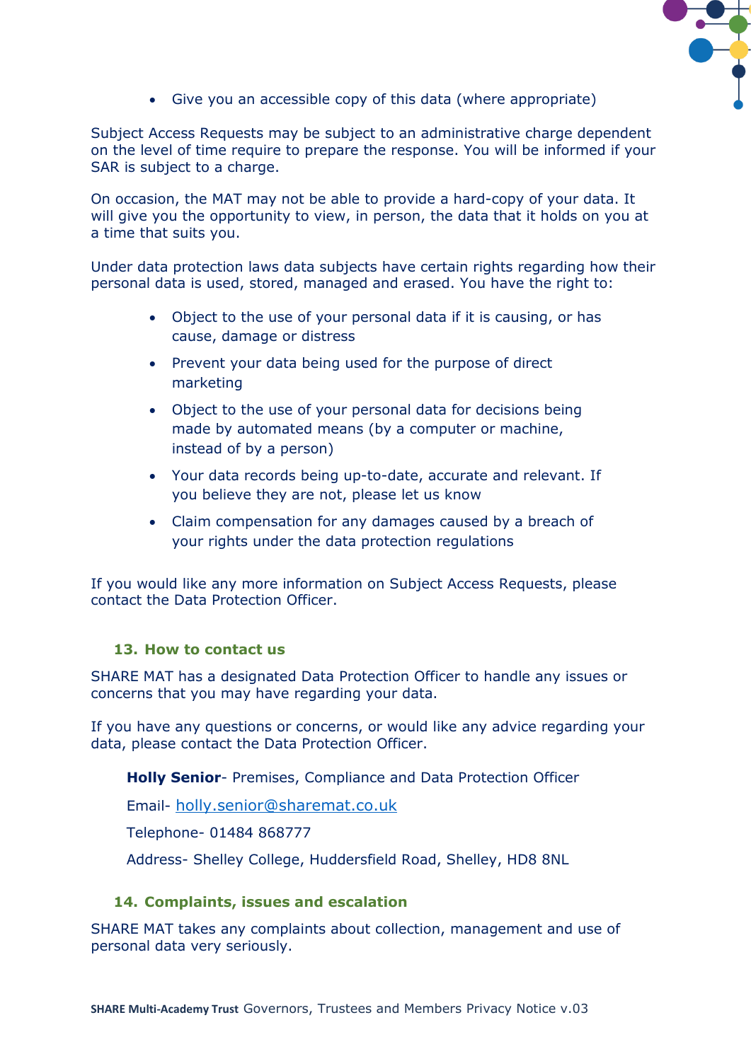- Give you an accessible copy of this data (where appropriate)

Subject Access Requests may be subject to an administrative charge dependent on the level of time require to prepare the response. You will be informed if your SAR is subject to a charge.

On occasion, the MAT may not be able to provide a hard-copy of your data. It will give you the opportunity to view, in person, the data that it holds on you at a time that suits you.

Under data protection laws data subjects have certain rights regarding how their personal data is used, stored, managed and erased. You have the right to:

- Object to the use of your personal data if it is causing, or has cause, damage or distress
- Prevent your data being used for the purpose of direct marketing
- Object to the use of your personal data for decisions being made by automated means (by a computer or machine, instead of by a person)
- Your data records being up-to-date, accurate and relevant. If you believe they are not, please let us know
- Claim compensation for any damages caused by a breach of your rights under the data protection regulations

If you would like any more information on Subject Access Requests, please contact the Data Protection Officer.

## 13. How to contact us

SHARE MAT has a designated Data Protection Officer to handle any issues or concerns that you may have regarding your data.

If you have any questions or concerns, or would like any advice regarding your data, please contact the Data Protection Officer.

**Holly Senior**- Premises, Compliance and Data Protection Officer

Email- holly.senior@sharemat.co.uk

Telephone- 01484 868777

Address- Shelley College, Huddersfield Road, Shelley, HD8 8NL

## 14. Complaints, issues and escalation

SHARE MAT takes any complaints about collection, management and use of personal data very seriously.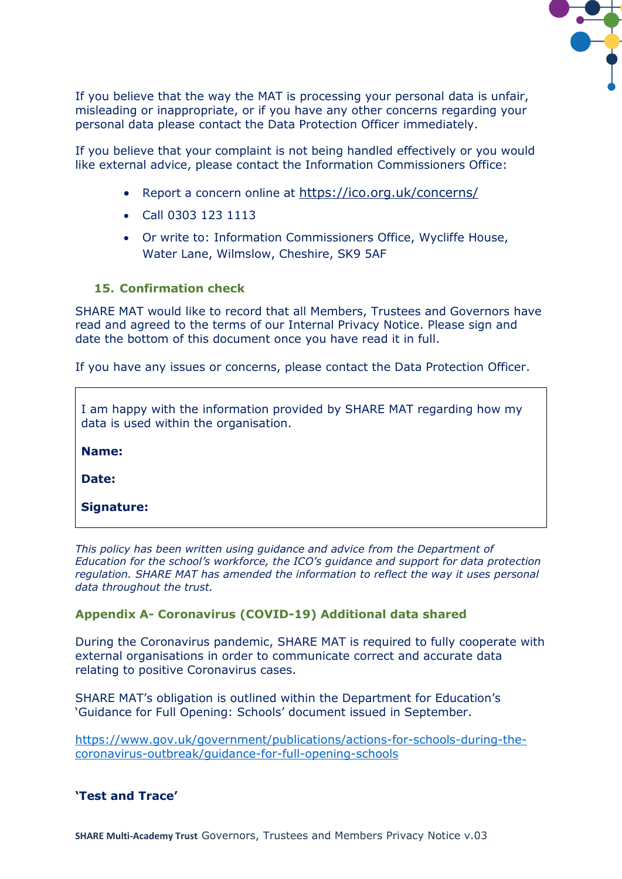If you believe that the way the MAT is processing your personal data is unfair, misleading or inappropriate, or if you have any other concerns regarding your personal data please contact the Data Protection Officer immediately.

If you believe that your complaint is not being handled effectively or you would like external advice, please contact the Information Commissioners Office:

- Report a concern online at https://ico.org.uk/concerns/
- Call 0303 123 1113
- Or write to: Information Commissioners Office, Wycliffe House, Water Lane, Wilmslow, Cheshire, SK9 5AF

## 15. Confirmation check

SHARE MAT would like to record that all Members, Trustees and Governors have read and agreed to the terms of our Internal Privacy Notice. Please sign and date the bottom of this document once you have read it in full.

If you have any issues or concerns, please contact the Data Protection Officer.

I am happy with the information provided by SHARE MAT regarding how my data is used within the organisation.

**Name:**

**Date:**

**Signature:**

*This policy has been written using guidance and advice from the Department of Education for the school's workforce, the ICO's guidance and support for data protection regulation. SHARE MAT has amended the information to reflect the way it uses personal data throughout the trust.*

## Appendix A- Coronavirus (COVID-19) Additional data shared

During the Coronavirus pandemic, SHARE MAT is required to fully cooperate with external organisations in order to communicate correct and accurate data relating to positive Coronavirus cases.

SHARE MAT's obligation is outlined within the Department for Education's 'Guidance for Full Opening: Schools' document issued in September.

https://www.gov.uk/government/publications/actions-for-schools-during-the-coronavirus-outbreak/guidance-for-full-opening-schools

**'Test and Trace'**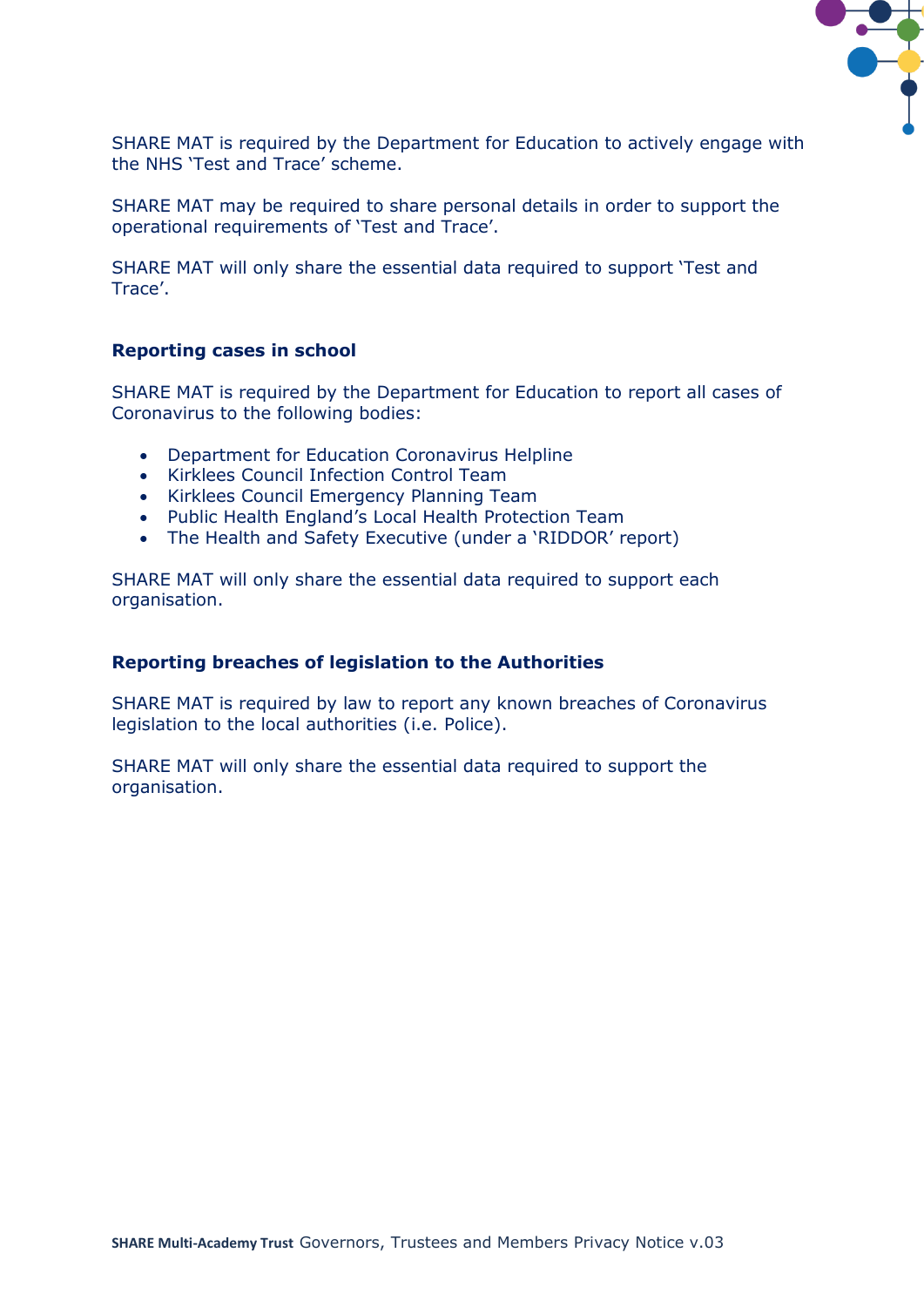SHARE MAT is required by the Department for Education to actively engage with the NHS 'Test and Trace' scheme.

SHARE MAT may be required to share personal details in order to support the operational requirements of 'Test and Trace'.

SHARE MAT will only share the essential data required to support 'Test and Trace'.

### Reporting cases in school

SHARE MAT is required by the Department for Education to report all cases of Coronavirus to the following bodies:

- Department for Education Coronavirus Helpline
- Kirklees Council Infection Control Team
- Kirklees Council Emergency Planning Team
- Public Health England's Local Health Protection Team
- The Health and Safety Executive (under a 'RIDDOR' report)

SHARE MAT will only share the essential data required to support each organisation.

### Reporting breaches of legislation to the Authorities

SHARE MAT is required by law to report any known breaches of Coronavirus legislation to the local authorities (i.e. Police).

SHARE MAT will only share the essential data required to support the organisation.